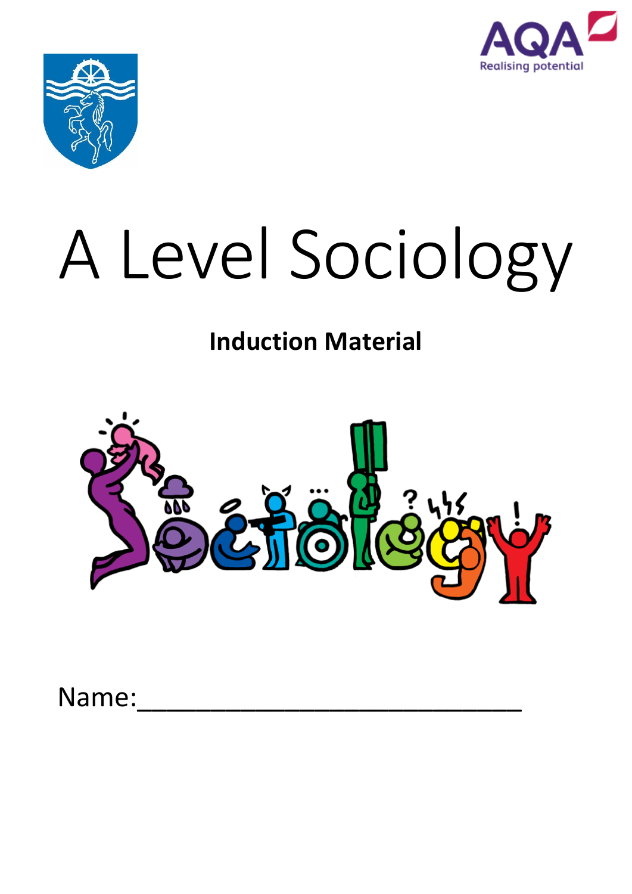# A Level Sociology

**Induction Material**

Name:______________________________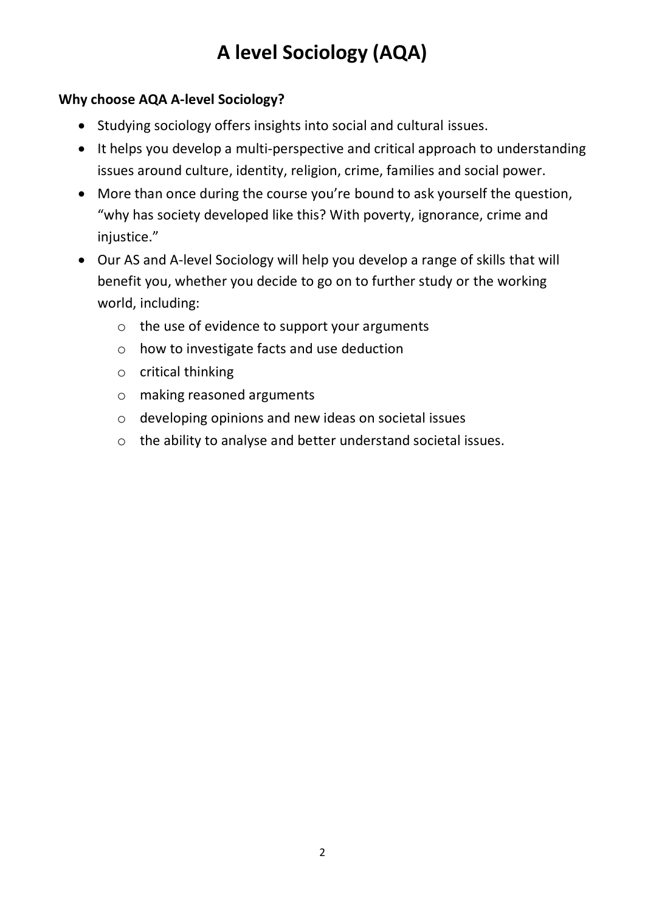# A level Sociology (AQA)

**Why choose AQA A-level Sociology?**

- Studying sociology offers insights into social and cultural issues.
- It helps you develop a multi-perspective and critical approach to understanding issues around culture, identity, religion, crime, families and social power.
- More than once during the course you're bound to ask yourself the question, "why has society developed like this? With poverty, ignorance, crime and injustice."
- Our AS and A-level Sociology will help you develop a range of skills that will benefit you, whether you decide to go on to further study or the working world, including:
  - the use of evidence to support your arguments
  - how to investigate facts and use deduction
  - critical thinking
  - making reasoned arguments
  - developing opinions and new ideas on societal issues
  - the ability to analyse and better understand societal issues.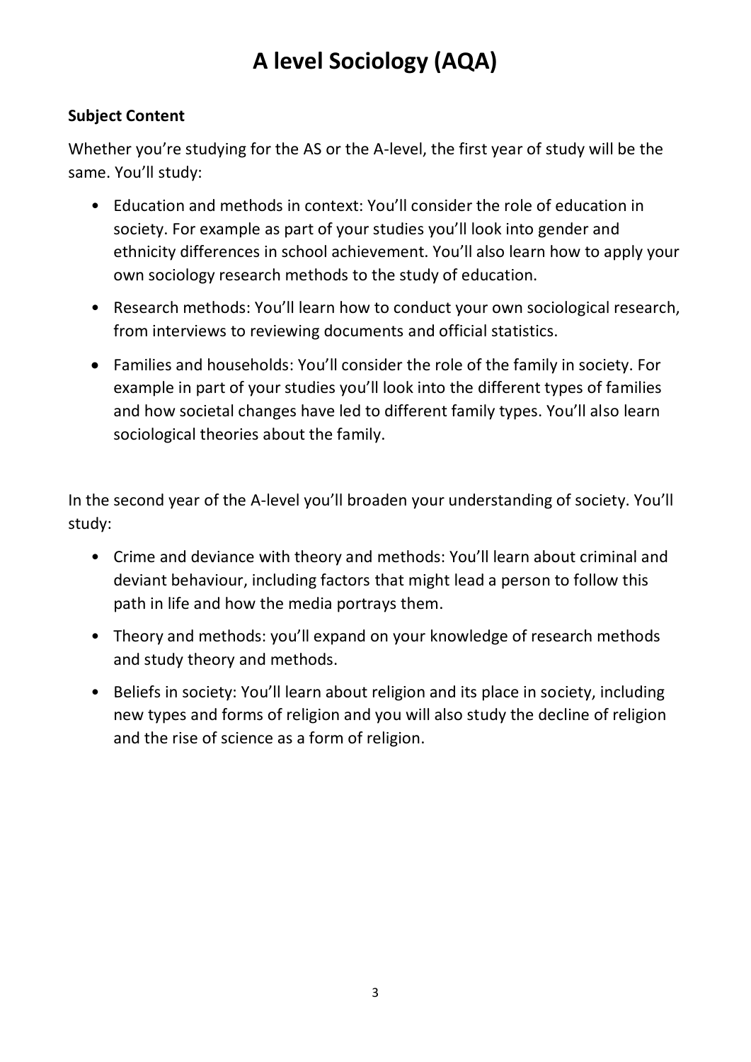# A level Sociology (AQA)

**Subject Content**

Whether you're studying for the AS or the A-level, the first year of study will be the same. You'll study:

- Education and methods in context: You'll consider the role of education in society. For example as part of your studies you'll look into gender and ethnicity differences in school achievement. You'll also learn how to apply your own sociology research methods to the study of education.
- Research methods: You'll learn how to conduct your own sociological research, from interviews to reviewing documents and official statistics.
- Families and households: You'll consider the role of the family in society. For example in part of your studies you'll look into the different types of families and how societal changes have led to different family types. You'll also learn sociological theories about the family.

In the second year of the A-level you'll broaden your understanding of society. You'll study:

- Crime and deviance with theory and methods: You'll learn about criminal and deviant behaviour, including factors that might lead a person to follow this path in life and how the media portrays them.
- Theory and methods: you'll expand on your knowledge of research methods and study theory and methods.
- Beliefs in society: You'll learn about religion and its place in society, including new types and forms of religion and you will also study the decline of religion and the rise of science as a form of religion.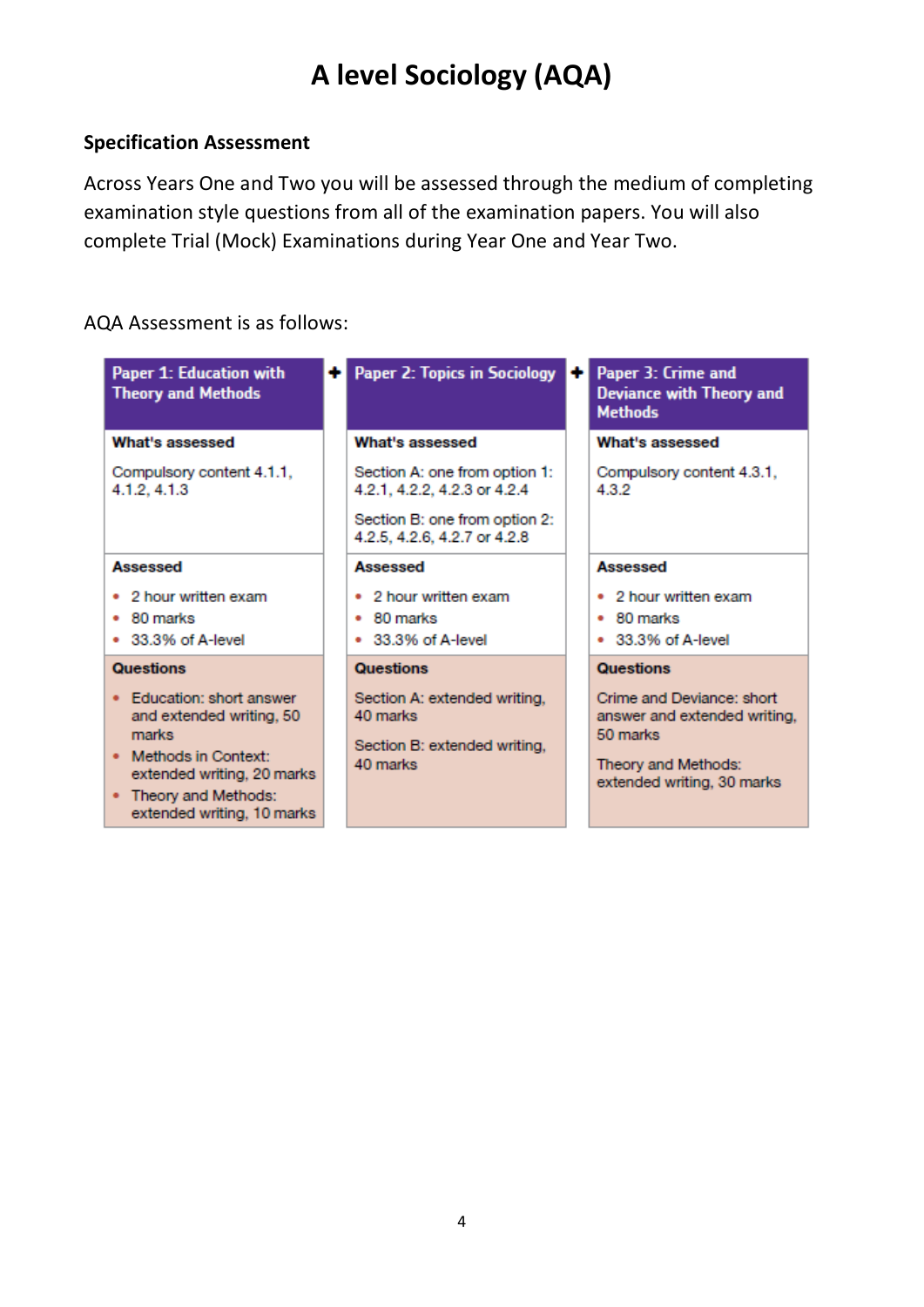# A level Sociology (AQA)

**Specification Assessment**

Across Years One and Two you will be assessed through the medium of completing examination style questions from all of the examination papers. You will also complete Trial (Mock) Examinations during Year One and Year Two.

AQA Assessment is as follows:

| Paper 1: Education with Theory and Methods | + | Paper 2: Topics in Sociology | + | Paper 3: Crime and Deviance with Theory and Methods |
|---|---|---|---|---|
| **What's assessed**<br>Compulsory content 4.1.1, 4.1.2, 4.1.3 | | **What's assessed**<br>Section A: one from option 1: 4.2.1, 4.2.2, 4.2.3 or 4.2.4<br>Section B: one from option 2: 4.2.5, 4.2.6, 4.2.7 or 4.2.8 | | **What's assessed**<br>Compulsory content 4.3.1, 4.3.2 |
| **Assessed**<br>• 2 hour written exam<br>• 80 marks<br>• 33.3% of A-level | | **Assessed**<br>• 2 hour written exam<br>• 80 marks<br>• 33.3% of A-level | | **Assessed**<br>• 2 hour written exam<br>• 80 marks<br>• 33.3% of A-level |
| **Questions**<br>• Education: short answer and extended writing, 50 marks<br>• Methods in Context: extended writing, 20 marks<br>• Theory and Methods: extended writing, 10 marks | | **Questions**<br>Section A: extended writing, 40 marks<br>Section B: extended writing, 40 marks | | **Questions**<br>Crime and Deviance: short answer and extended writing, 50 marks<br>Theory and Methods: extended writing, 30 marks |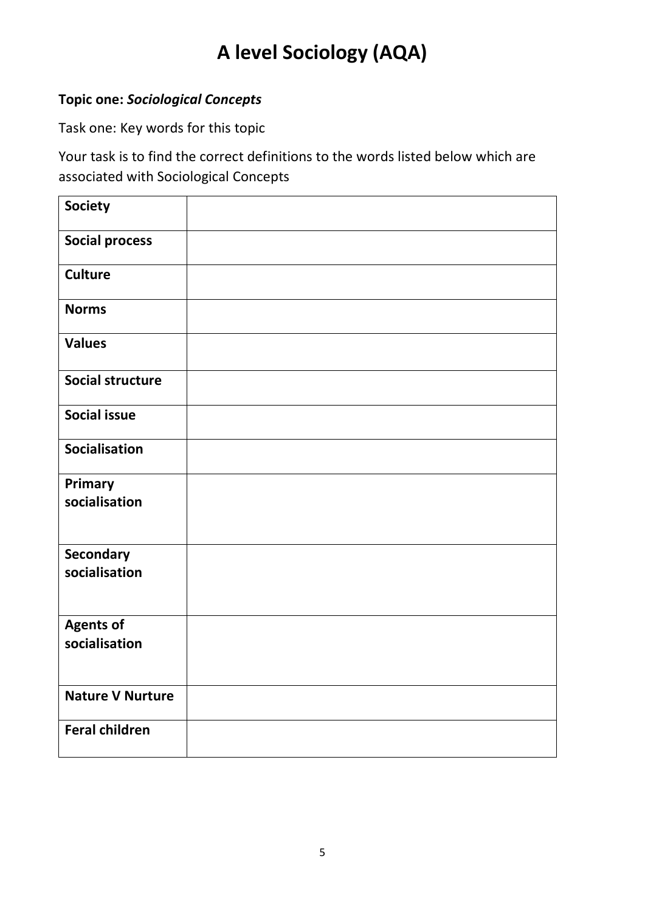# A level Sociology (AQA)

**Topic one:** ***Sociological Concepts***

Task one: Key words for this topic

Your task is to find the correct definitions to the words listed below which are associated with Sociological Concepts

| | |
|---|---|
| **Society** | |
| **Social process** | |
| **Culture** | |
| **Norms** | |
| **Values** | |
| **Social structure** | |
| **Social issue** | |
| **Socialisation** | |
| **Primary socialisation** | |
| **Secondary socialisation** | |
| **Agents of socialisation** | |
| **Nature V Nurture** | |
| **Feral children** | |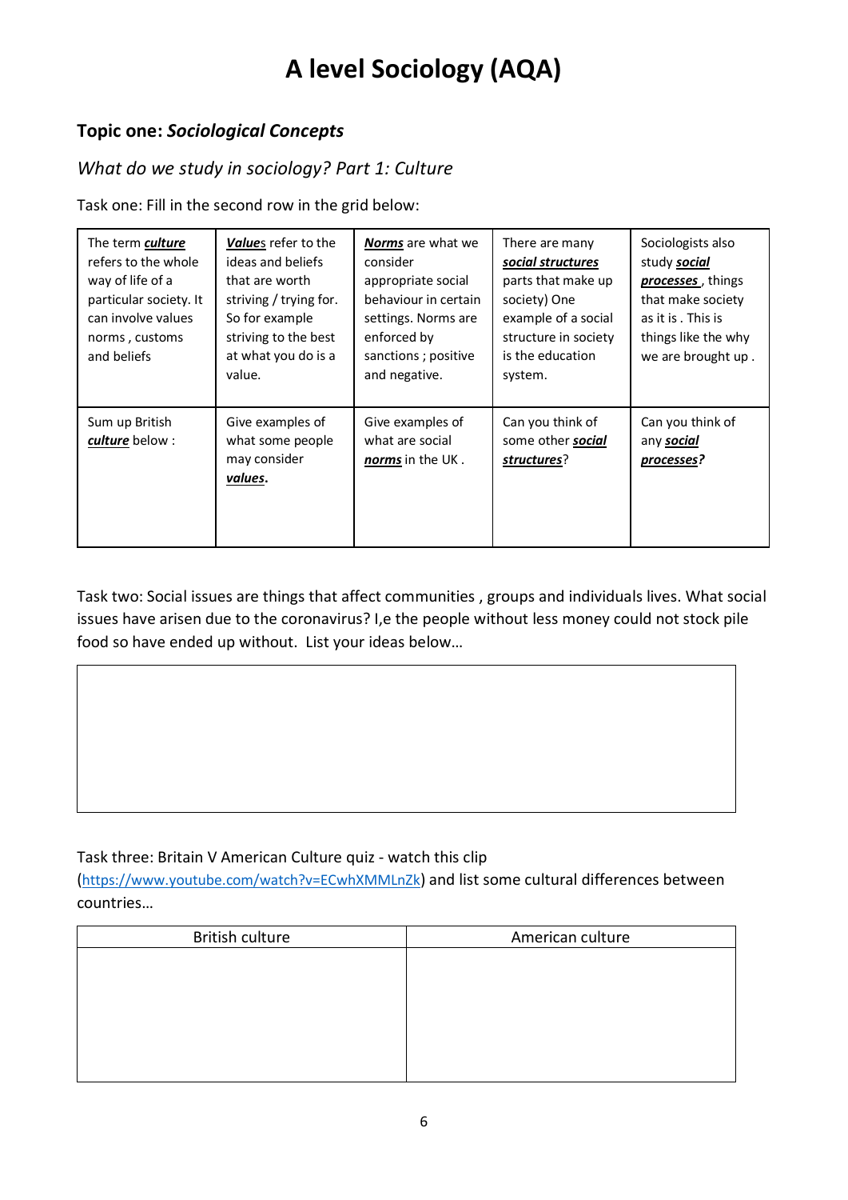# A level Sociology (AQA)

## Topic one: *Sociological Concepts*

### *What do we study in sociology? Part 1: Culture*

Task one: Fill in the second row in the grid below:

| The term ***culture*** refers to the whole way of life of a particular society. It can involve values norms , customs and beliefs | ***Value***s refer to the ideas and beliefs that are worth striving / trying for. So for example striving to the best at what you do is a value. | ***Norms*** are what we consider appropriate social behaviour in certain settings. Norms are enforced by sanctions ; positive and negative. | There are many ***social structures*** parts that make up society) One example of a social structure in society is the education system. | Sociologists also study ***social processes*** , things that make society as it is . This is things like the why we are brought up . |
|---|---|---|---|---|
| Sum up British ***culture*** below : | Give examples of what some people may consider ***values***. | Give examples of what are social ***norms*** in the UK . | Can you think of some other ***social structures***? | Can you think of any ***social processes?*** |

Task two: Social issues are things that affect communities , groups and individuals lives. What social issues have arisen due to the coronavirus? I,e the people without less money could not stock pile food so have ended up without. List your ideas below…

| |
|---|
| |

Task three: Britain V American Culture quiz - watch this clip (https://www.youtube.com/watch?v=ECwhXMMLnZk) and list some cultural differences between countries…

| British culture | American culture |
|---|---|
| | |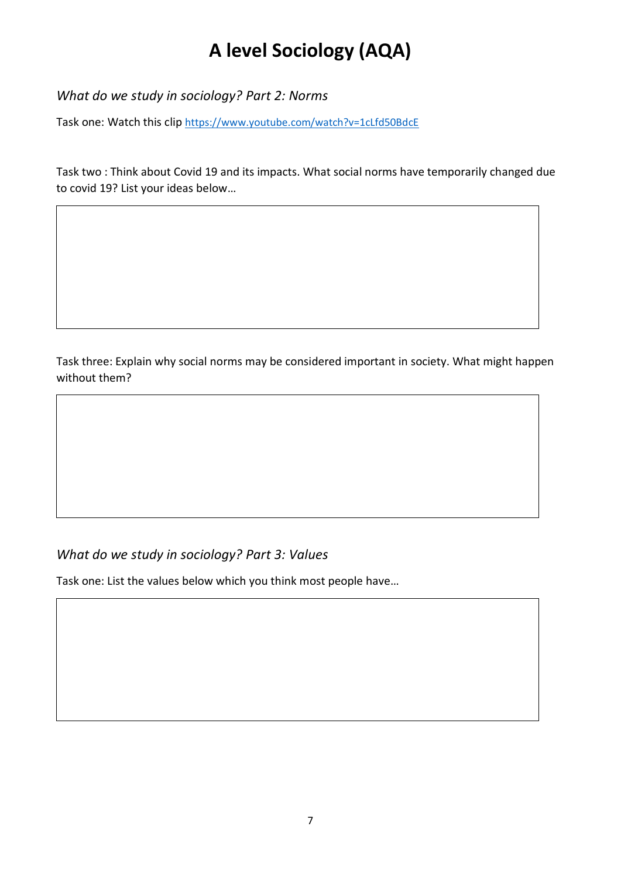# A level Sociology (AQA)

*What do we study in sociology? Part 2: Norms*

Task one: Watch this clip https://www.youtube.com/watch?v=1cLfd50BdcE

Task two : Think about Covid 19 and its impacts. What social norms have temporarily changed due to covid 19? List your ideas below…

Task three: Explain why social norms may be considered important in society. What might happen without them?

*What do we study in sociology? Part 3: Values*

Task one: List the values below which you think most people have…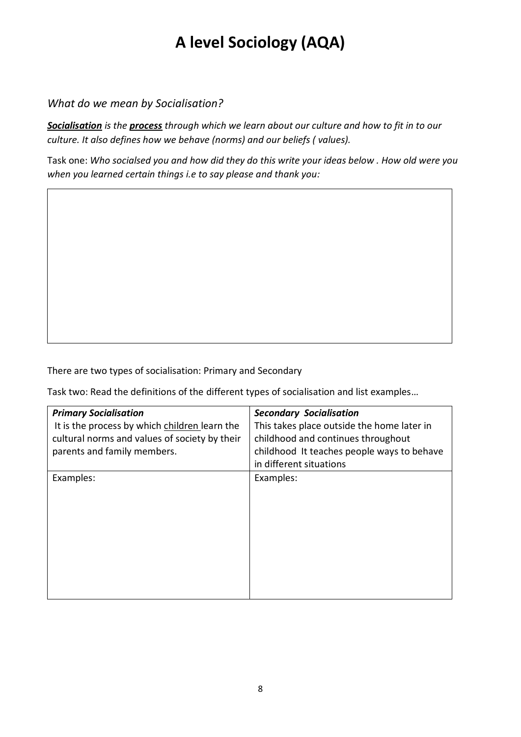# A level Sociology (AQA)

*What do we mean by Socialisation?*

***<u>Socialisation</u>*** *is the* ***<u>process</u>*** *through which we learn about our culture and how to fit in to our culture. It also defines how we behave (norms) and our beliefs ( values).*

Task one: *Who socialsed you and how did they do this write your ideas below . How old were you when you learned certain things i.e to say please and thank you:*

There are two types of socialisation: Primary and Secondary

Task two: Read the definitions of the different types of socialisation and list examples…

| ***Primary Socialisation*** It is the process by which <u>children</u> learn the cultural norms and values of society by their parents and family members. | ***Secondary Socialisation*** This takes place outside the home later in childhood and continues throughout childhood It teaches people ways to behave in different situations |
|---|---|
| Examples: | Examples: |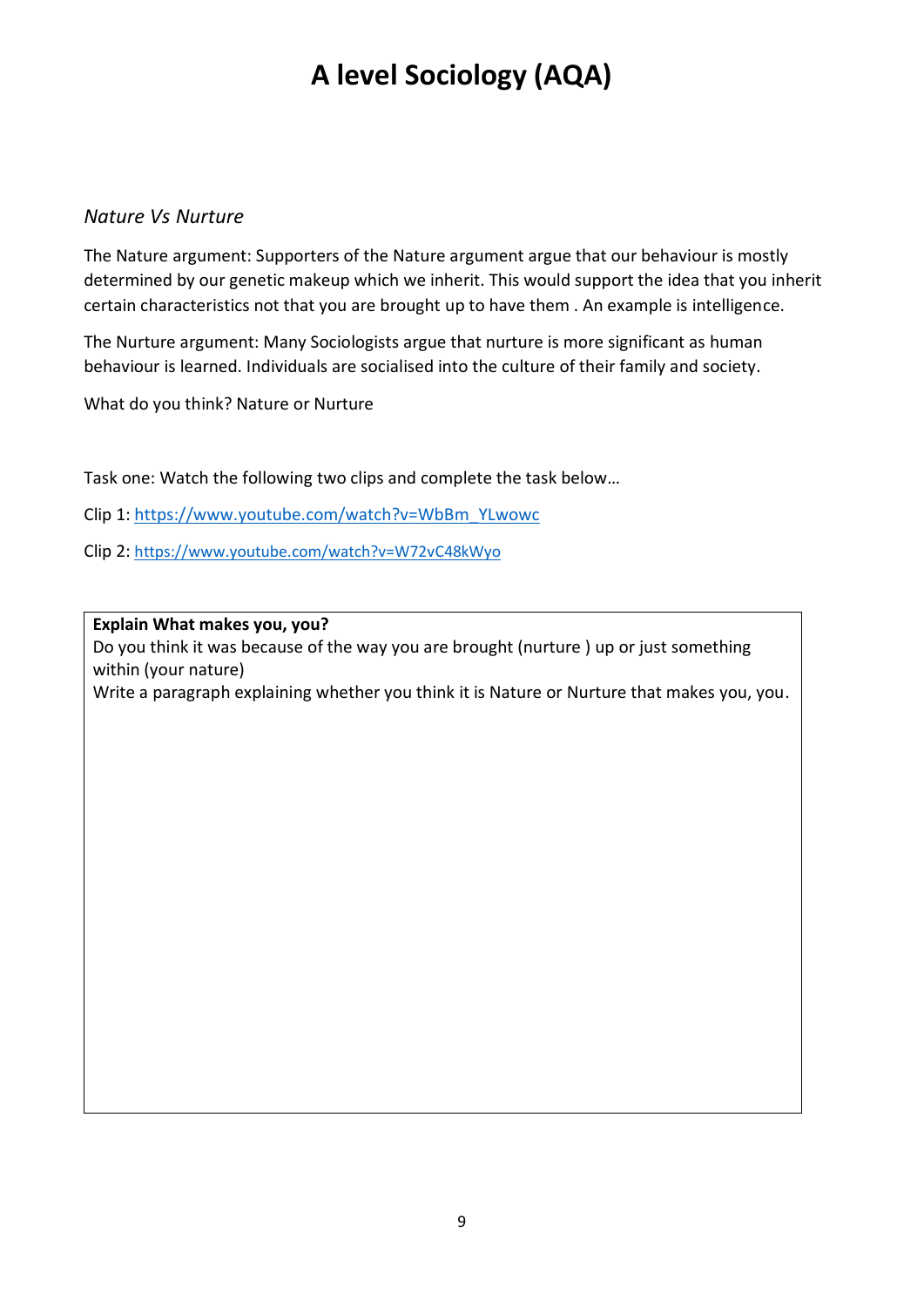# A level Sociology (AQA)

*Nature Vs Nurture*

The Nature argument: Supporters of the Nature argument argue that our behaviour is mostly determined by our genetic makeup which we inherit. This would support the idea that you inherit certain characteristics not that you are brought up to have them . An example is intelligence.

The Nurture argument: Many Sociologists argue that nurture is more significant as human behaviour is learned. Individuals are socialised into the culture of their family and society.

What do you think? Nature or Nurture

Task one: Watch the following two clips and complete the task below…

Clip 1: https://www.youtube.com/watch?v=WbBm_YLwowc

Clip 2: https://www.youtube.com/watch?v=W72vC48kWyo

| **Explain What makes you, you?**<br>Do you think it was because of the way you are brought (nurture ) up or just something within (your nature)<br>Write a paragraph explaining whether you think it is Nature or Nurture that makes you, you. |
|---|
| |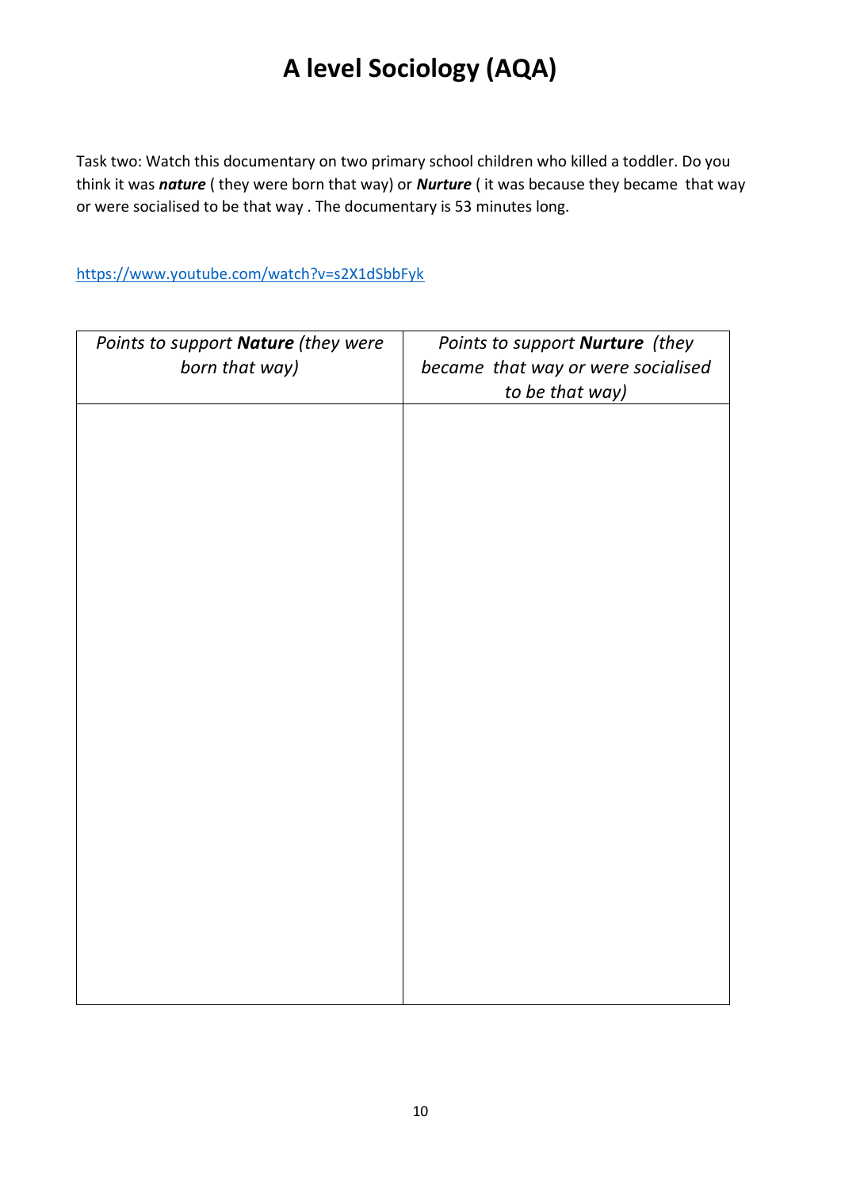# A level Sociology (AQA)

Task two: Watch this documentary on two primary school children who killed a toddler. Do you think it was ***nature*** ( they were born that way) or ***Nurture*** ( it was because they became that way or were socialised to be that way . The documentary is 53 minutes long.

https://www.youtube.com/watch?v=s2X1dSbbFyk

| *Points to support **Nature** (they were born that way)* | *Points to support **Nurture** (they became that way or were socialised to be that way)* |
| --- | --- |
| | |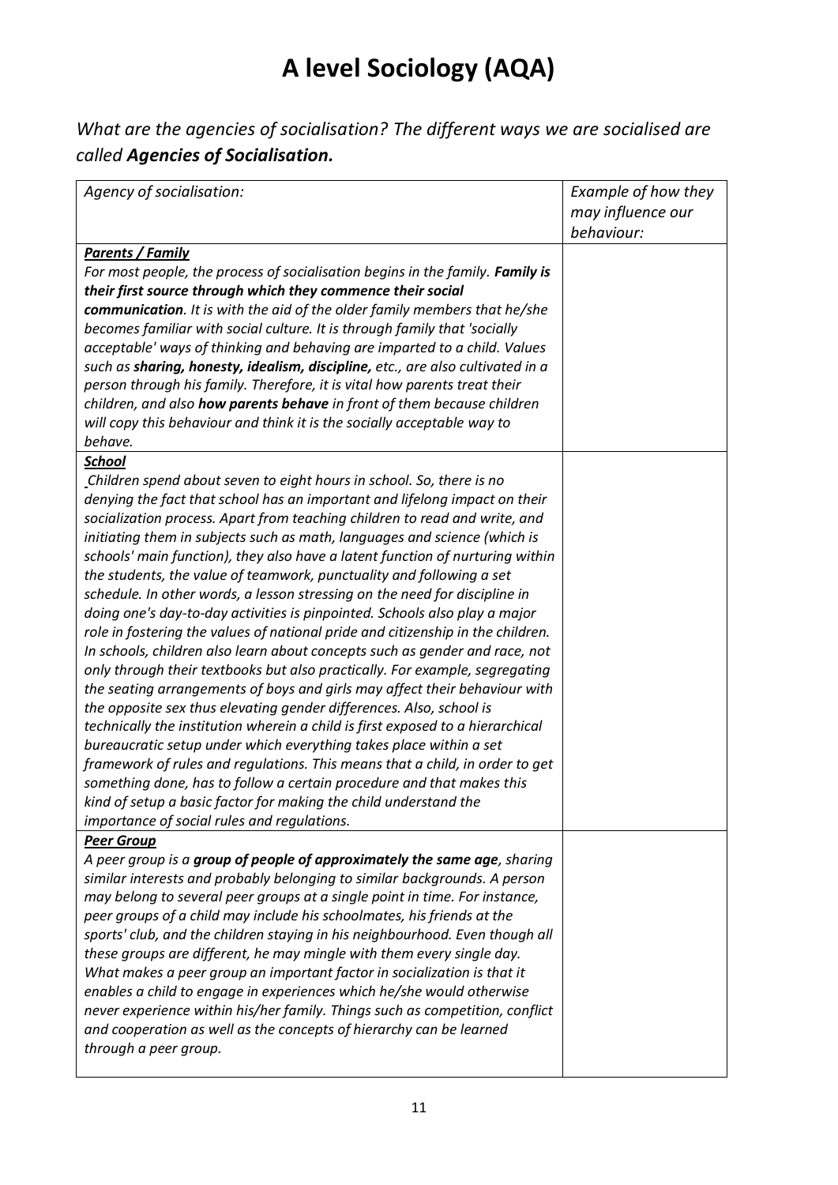# A level Sociology (AQA)

*What are the agencies of socialisation? The different ways we are socialised are called **Agencies of Socialisation.***

| *Agency of socialisation:* | *Example of how they may influence our behaviour:* |
|---|---|
| ***Parents / Family*** <br> *For most people, the process of socialisation begins in the family. **Family is their first source through which they commence their social communication**. It is with the aid of the older family members that he/she becomes familiar with social culture. It is through family that 'socially acceptable' ways of thinking and behaving are imparted to a child. Values such as **sharing, honesty, idealism, discipline,** etc., are also cultivated in a person through his family. Therefore, it is vital how parents treat their children, and also **how parents behave** in front of them because children will copy this behaviour and think it is the socially acceptable way to behave.* | |
| ***School*** <br> *Children spend about seven to eight hours in school. So, there is no denying the fact that school has an important and lifelong impact on their socialization process. Apart from teaching children to read and write, and initiating them in subjects such as math, languages and science (which is schools' main function), they also have a latent function of nurturing within the students, the value of teamwork, punctuality and following a set schedule. In other words, a lesson stressing on the need for discipline in doing one's day-to-day activities is pinpointed. Schools also play a major role in fostering the values of national pride and citizenship in the children. In schools, children also learn about concepts such as gender and race, not only through their textbooks but also practically. For example, segregating the seating arrangements of boys and girls may affect their behaviour with the opposite sex thus elevating gender differences. Also, school is technically the institution wherein a child is first exposed to a hierarchical bureaucratic setup under which everything takes place within a set framework of rules and regulations. This means that a child, in order to get something done, has to follow a certain procedure and that makes this kind of setup a basic factor for making the child understand the importance of social rules and regulations.* | |
| ***Peer Group*** <br> *A peer group is a **group of people of approximately the same age**, sharing similar interests and probably belonging to similar backgrounds. A person may belong to several peer groups at a single point in time. For instance, peer groups of a child may include his schoolmates, his friends at the sports' club, and the children staying in his neighbourhood. Even though all these groups are different, he may mingle with them every single day. What makes a peer group an important factor in socialization is that it enables a child to engage in experiences which he/she would otherwise never experience within his/her family. Things such as competition, conflict and cooperation as well as the concepts of hierarchy can be learned through a peer group.* | |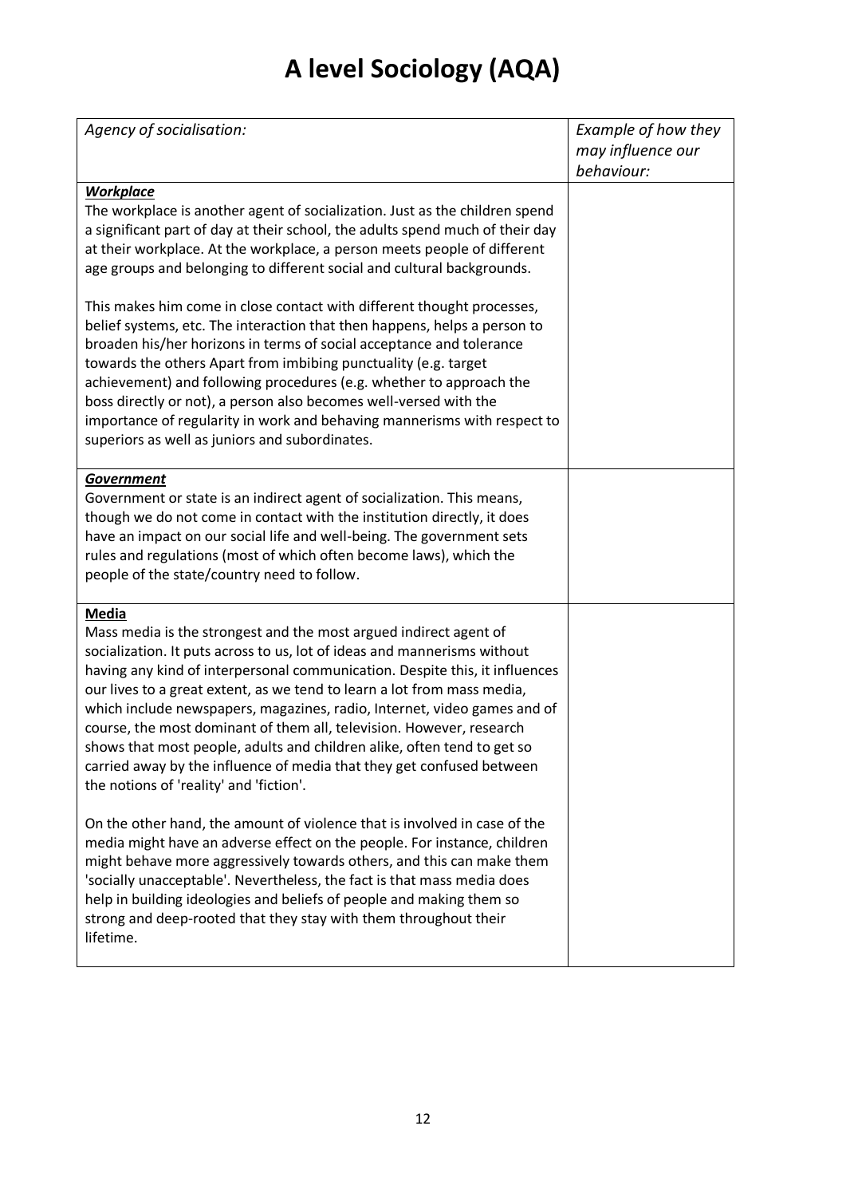# A level Sociology (AQA)

| *Agency of socialisation:* | *Example of how they may influence our behaviour:* |
| --- | --- |
| ***Workplace***<br>The workplace is another agent of socialization. Just as the children spend a significant part of day at their school, the adults spend much of their day at their workplace. At the workplace, a person meets people of different age groups and belonging to different social and cultural backgrounds.<br><br>This makes him come in close contact with different thought processes, belief systems, etc. The interaction that then happens, helps a person to broaden his/her horizons in terms of social acceptance and tolerance towards the others Apart from imbibing punctuality (e.g. target achievement) and following procedures (e.g. whether to approach the boss directly or not), a person also becomes well-versed with the importance of regularity in work and behaving mannerisms with respect to superiors as well as juniors and subordinates. | |
| ***Government***<br>Government or state is an indirect agent of socialization. This means, though we do not come in contact with the institution directly, it does have an impact on our social life and well-being. The government sets rules and regulations (most of which often become laws), which the people of the state/country need to follow. | |
| **Media**<br>Mass media is the strongest and the most argued indirect agent of socialization. It puts across to us, lot of ideas and mannerisms without having any kind of interpersonal communication. Despite this, it influences our lives to a great extent, as we tend to learn a lot from mass media, which include newspapers, magazines, radio, Internet, video games and of course, the most dominant of them all, television. However, research shows that most people, adults and children alike, often tend to get so carried away by the influence of media that they get confused between the notions of 'reality' and 'fiction'.<br><br>On the other hand, the amount of violence that is involved in case of the media might have an adverse effect on the people. For instance, children might behave more aggressively towards others, and this can make them 'socially unacceptable'. Nevertheless, the fact is that mass media does help in building ideologies and beliefs of people and making them so strong and deep-rooted that they stay with them throughout their lifetime. | |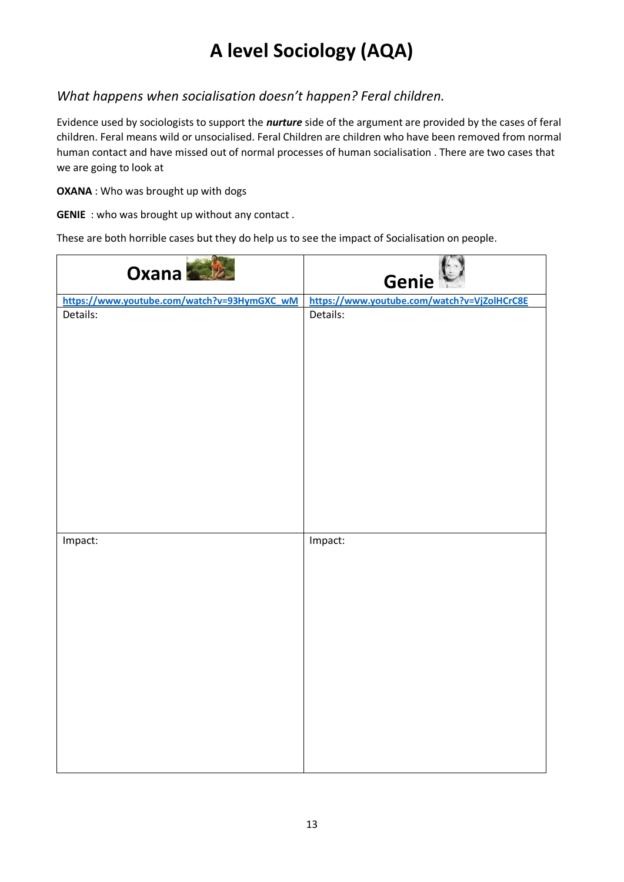# A level Sociology (AQA)

## *What happens when socialisation doesn't happen? Feral children.*

Evidence used by sociologists to support the ***nurture*** side of the argument are provided by the cases of feral children. Feral means wild or unsocialised. Feral Children are children who have been removed from normal human contact and have missed out of normal processes of human socialisation . There are two cases that we are going to look at

**OXANA** : Who was brought up with dogs

**GENIE** : who was brought up without any contact .

These are both horrible cases but they do help us to see the impact of Socialisation on people.

| Oxana | Genie |
|---|---|
| https://www.youtube.com/watch?v=93HymGXC_wM | https://www.youtube.com/watch?v=VjZolHCrC8E |
| Details: | Details: |
| Impact: | Impact: |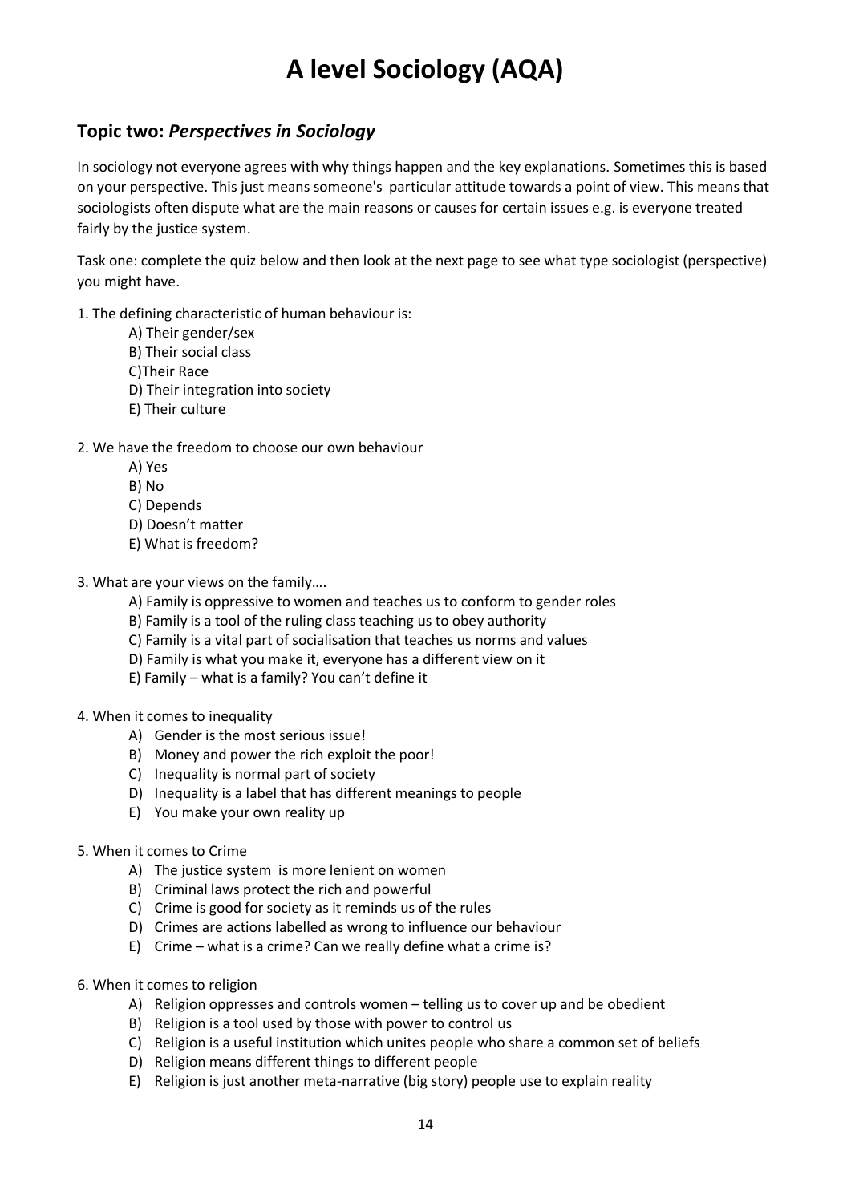# A level Sociology (AQA)

## Topic two: *Perspectives in Sociology*

In sociology not everyone agrees with why things happen and the key explanations. Sometimes this is based on your perspective. This just means someone's particular attitude towards a point of view. This means that sociologists often dispute what are the main reasons or causes for certain issues e.g. is everyone treated fairly by the justice system.

Task one: complete the quiz below and then look at the next page to see what type sociologist (perspective) you might have.

1. The defining characteristic of human behaviour is:
   - A) Their gender/sex
   - B) Their social class
   - C)Their Race
   - D) Their integration into society
   - E) Their culture

2. We have the freedom to choose our own behaviour
   - A) Yes
   - B) No
   - C) Depends
   - D) Doesn't matter
   - E) What is freedom?

3. What are your views on the family….
   - A) Family is oppressive to women and teaches us to conform to gender roles
   - B) Family is a tool of the ruling class teaching us to obey authority
   - C) Family is a vital part of socialisation that teaches us norms and values
   - D) Family is what you make it, everyone has a different view on it
   - E) Family – what is a family? You can't define it

4. When it comes to inequality
   - A) Gender is the most serious issue!
   - B) Money and power the rich exploit the poor!
   - C) Inequality is normal part of society
   - D) Inequality is a label that has different meanings to people
   - E) You make your own reality up

5. When it comes to Crime
   - A) The justice system is more lenient on women
   - B) Criminal laws protect the rich and powerful
   - C) Crime is good for society as it reminds us of the rules
   - D) Crimes are actions labelled as wrong to influence our behaviour
   - E) Crime – what is a crime? Can we really define what a crime is?

6. When it comes to religion
   - A) Religion oppresses and controls women – telling us to cover up and be obedient
   - B) Religion is a tool used by those with power to control us
   - C) Religion is a useful institution which unites people who share a common set of beliefs
   - D) Religion means different things to different people
   - E) Religion is just another meta-narrative (big story) people use to explain reality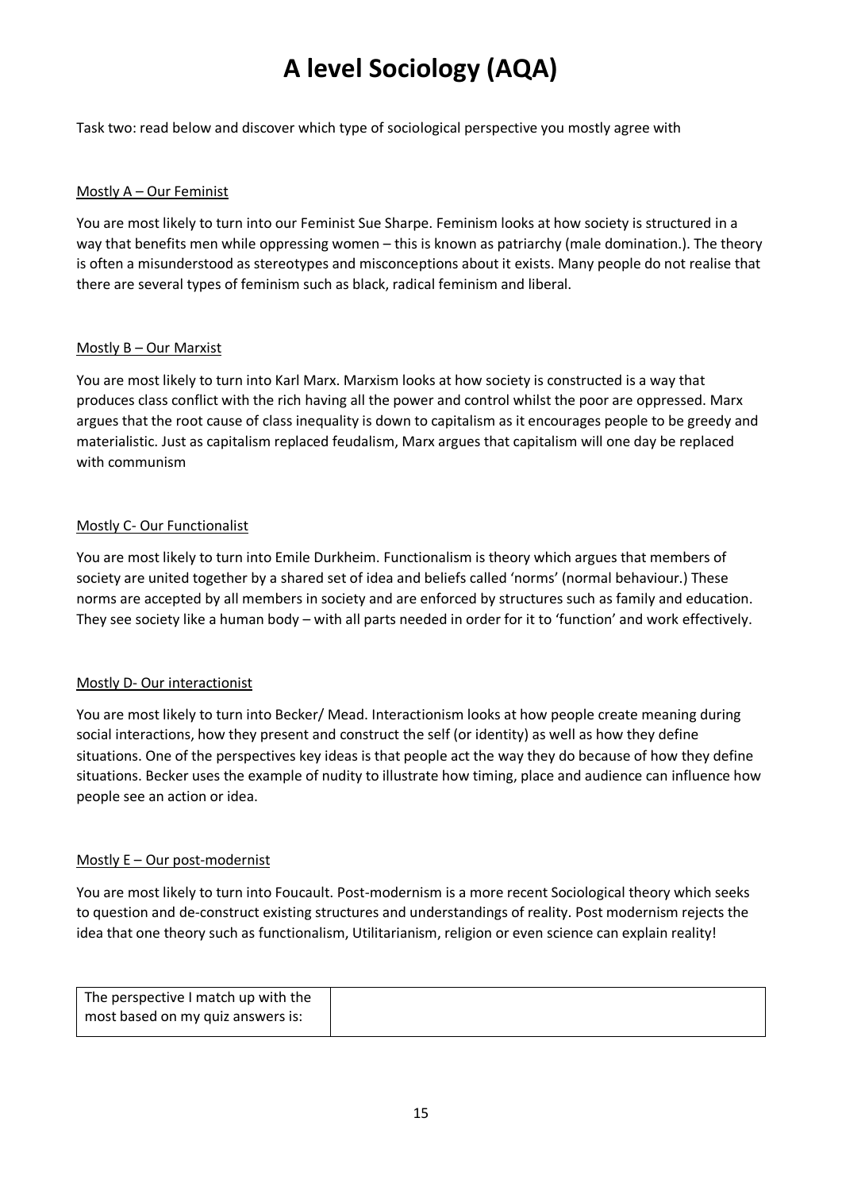# A level Sociology (AQA)

Task two: read below and discover which type of sociological perspective you mostly agree with

<u>Mostly A – Our Feminist</u>

You are most likely to turn into our Feminist Sue Sharpe. Feminism looks at how society is structured in a way that benefits men while oppressing women – this is known as patriarchy (male domination.). The theory is often a misunderstood as stereotypes and misconceptions about it exists. Many people do not realise that there are several types of feminism such as black, radical feminism and liberal.

<u>Mostly B – Our Marxist</u>

You are most likely to turn into Karl Marx. Marxism looks at how society is constructed is a way that produces class conflict with the rich having all the power and control whilst the poor are oppressed. Marx argues that the root cause of class inequality is down to capitalism as it encourages people to be greedy and materialistic. Just as capitalism replaced feudalism, Marx argues that capitalism will one day be replaced with communism

<u>Mostly C- Our Functionalist</u>

You are most likely to turn into Emile Durkheim. Functionalism is theory which argues that members of society are united together by a shared set of idea and beliefs called 'norms' (normal behaviour.) These norms are accepted by all members in society and are enforced by structures such as family and education. They see society like a human body – with all parts needed in order for it to 'function' and work effectively.

<u>Mostly D- Our interactionist</u>

You are most likely to turn into Becker/ Mead. Interactionism looks at how people create meaning during social interactions, how they present and construct the self (or identity) as well as how they define situations. One of the perspectives key ideas is that people act the way they do because of how they define situations. Becker uses the example of nudity to illustrate how timing, place and audience can influence how people see an action or idea.

<u>Mostly E – Our post-modernist</u>

You are most likely to turn into Foucault. Post-modernism is a more recent Sociological theory which seeks to question and de-construct existing structures and understandings of reality. Post modernism rejects the idea that one theory such as functionalism, Utilitarianism, religion or even science can explain reality!

| The perspective I match up with the most based on my quiz answers is: | |
|---|---|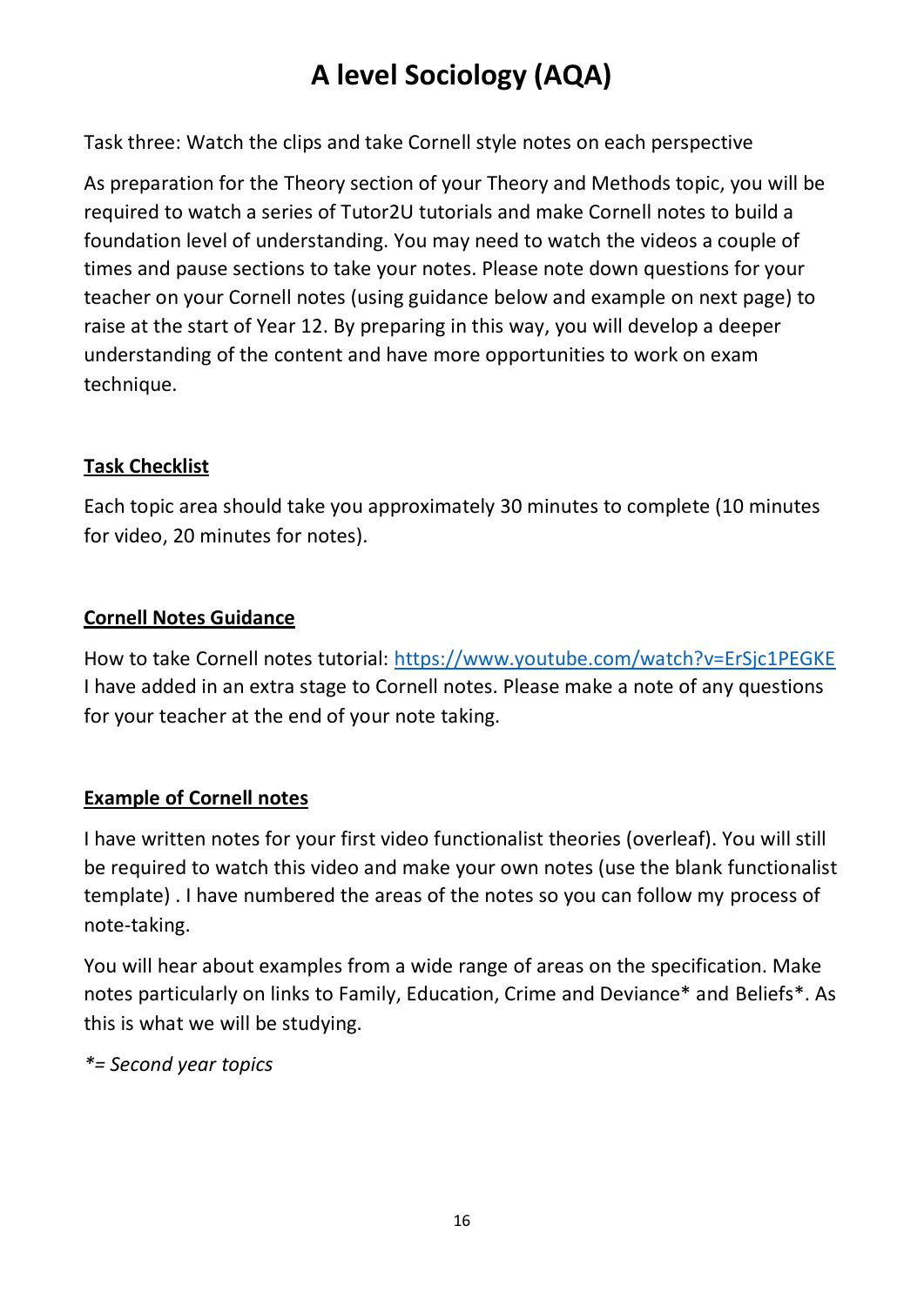# A level Sociology (AQA)

Task three: Watch the clips and take Cornell style notes on each perspective

As preparation for the Theory section of your Theory and Methods topic, you will be required to watch a series of Tutor2U tutorials and make Cornell notes to build a foundation level of understanding. You may need to watch the videos a couple of times and pause sections to take your notes. Please note down questions for your teacher on your Cornell notes (using guidance below and example on next page) to raise at the start of Year 12. By preparing in this way, you will develop a deeper understanding of the content and have more opportunities to work on exam technique.

**Task Checklist**

Each topic area should take you approximately 30 minutes to complete (10 minutes for video, 20 minutes for notes).

**Cornell Notes Guidance**

How to take Cornell notes tutorial: https://www.youtube.com/watch?v=ErSjc1PEGKE
I have added in an extra stage to Cornell notes. Please make a note of any questions for your teacher at the end of your note taking.

**Example of Cornell notes**

I have written notes for your first video functionalist theories (overleaf). You will still be required to watch this video and make your own notes (use the blank functionalist template) . I have numbered the areas of the notes so you can follow my process of note-taking.

You will hear about examples from a wide range of areas on the specification. Make notes particularly on links to Family, Education, Crime and Deviance* and Beliefs*. As this is what we will be studying.

*\*= Second year topics*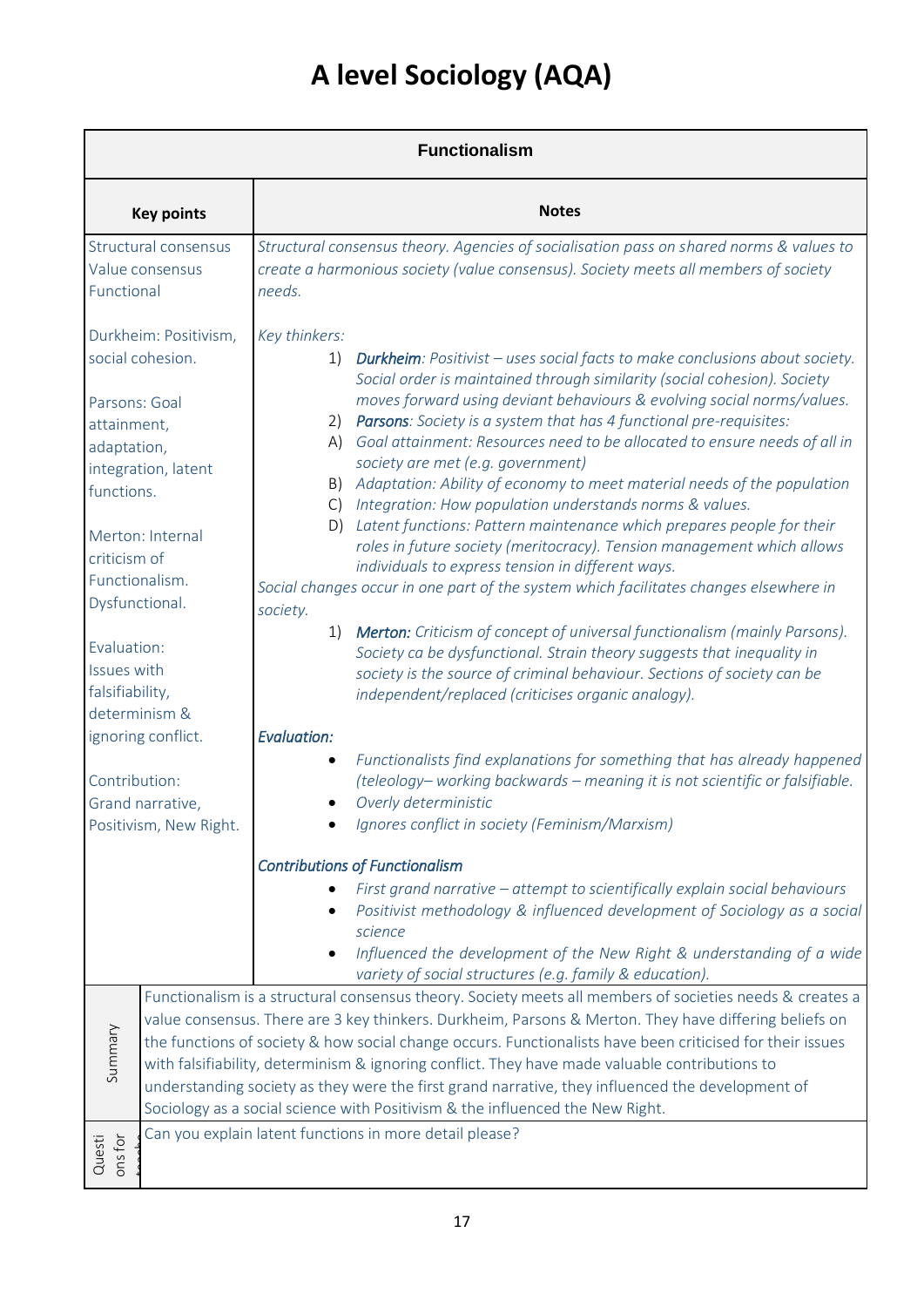# A level Sociology (AQA)

| Functionalism | |
|---|---|
| **Key points** | **Notes** |
| Structural consensus<br>Value consensus<br>Functional | *Structural consensus theory. Agencies of socialisation pass on shared norms & values to create a harmonious society (value consensus). Society meets all members of society needs.* |
| Durkheim: Positivism, social cohesion.<br><br>Parsons: Goal attainment, adaptation, integration, latent functions.<br><br>Merton: Internal criticism of Functionalism. Dysfunctional. | *Key thinkers:*<br>1) ***Durkheim****: Positivist – uses social facts to make conclusions about society. Social order is maintained through similarity (social cohesion). Society moves forward using deviant behaviours & evolving social norms/values.*<br>2) ***Parsons****: Society is a system that has 4 functional pre-requisites:*<br>A) *Goal attainment: Resources need to be allocated to ensure needs of all in society are met (e.g. government)*<br>B) *Adaptation: Ability of economy to meet material needs of the population*<br>C) *Integration: How population understands norms & values.*<br>D) *Latent functions: Pattern maintenance which prepares people for their roles in future society (meritocracy). Tension management which allows individuals to express tension in different ways.*<br>*Social changes occur in one part of the system which facilitates changes elsewhere in society.*<br>1) ***Merton:*** *Criticism of concept of universal functionalism (mainly Parsons). Society ca be dysfunctional. Strain theory suggests that inequality in society is the source of criminal behaviour. Sections of society can be independent/replaced (criticises organic analogy).* |
| Evaluation: Issues with falsifiability, determinism & ignoring conflict.<br><br>Contribution: Grand narrative, Positivism, New Right. | ***Evaluation:***<br>• *Functionalists find explanations for something that has already happened (teleology– working backwards – meaning it is not scientific or falsifiable.*<br>• *Overly deterministic*<br>• *Ignores conflict in society (Feminism/Marxism)*<br><br>***Contributions of Functionalism***<br>• *First grand narrative – attempt to scientifically explain social behaviours*<br>• *Positivist methodology & influenced development of Sociology as a social science*<br>• *Influenced the development of the New Right & understanding of a wide variety of social structures (e.g. family & education).* |
| Summary | Functionalism is a structural consensus theory. Society meets all members of societies needs & creates a value consensus. There are 3 key thinkers. Durkheim, Parsons & Merton. They have differing beliefs on the functions of society & how social change occurs. Functionalists have been criticised for their issues with falsifiability, determinism & ignoring conflict. They have made valuable contributions to understanding society as they were the first grand narrative, they influenced the development of Sociology as a social science with Positivism & the influenced the New Right. |
| Questions for teacher | Can you explain latent functions in more detail please? |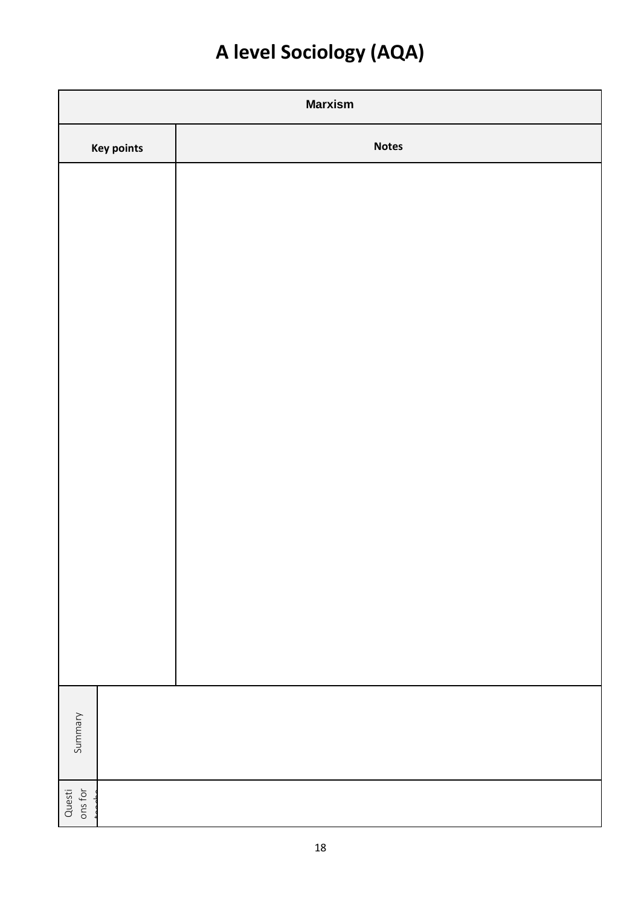# A level Sociology (AQA)

| Marxism | |
|---|---|
| **Key points** | **Notes** |
| | |
| Summary | |
| Questions for teache | |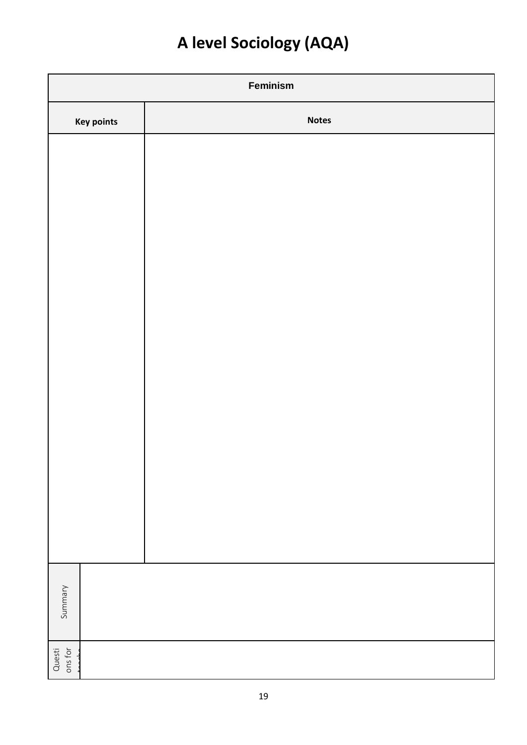# A level Sociology (AQA)

| Feminism | |
|---|---|
| **Key points** | **Notes** |
| | |
| Summary | |
| Questions for teache | |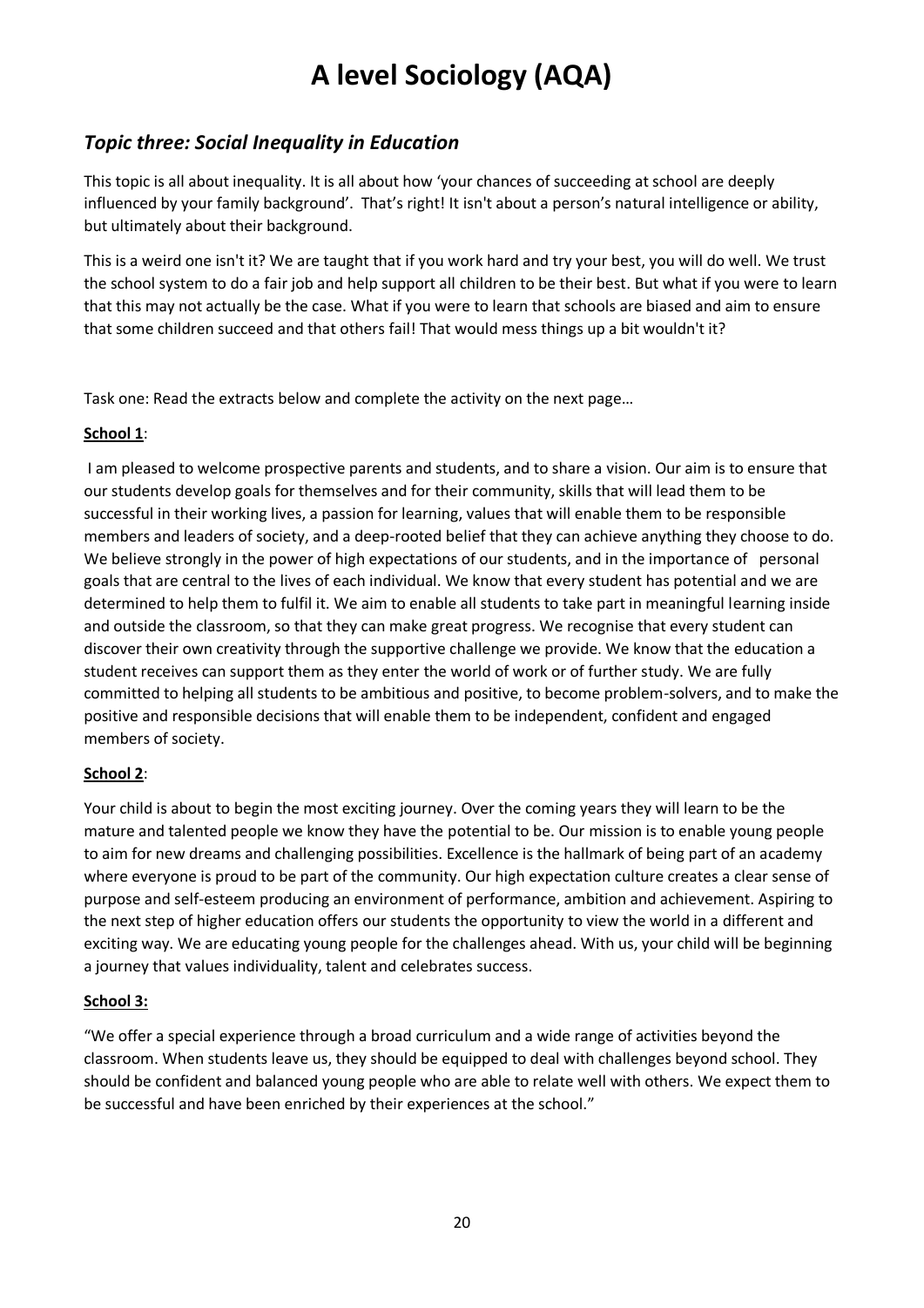# A level Sociology (AQA)

## *Topic three: Social Inequality in Education*

This topic is all about inequality. It is all about how 'your chances of succeeding at school are deeply influenced by your family background'. That's right! It isn't about a person's natural intelligence or ability, but ultimately about their background.

This is a weird one isn't it? We are taught that if you work hard and try your best, you will do well. We trust the school system to do a fair job and help support all children to be their best. But what if you were to learn that this may not actually be the case. What if you were to learn that schools are biased and aim to ensure that some children succeed and that others fail! That would mess things up a bit wouldn't it?

Task one: Read the extracts below and complete the activity on the next page…

**<u>School 1</u>**:

I am pleased to welcome prospective parents and students, and to share a vision. Our aim is to ensure that our students develop goals for themselves and for their community, skills that will lead them to be successful in their working lives, a passion for learning, values that will enable them to be responsible members and leaders of society, and a deep-rooted belief that they can achieve anything they choose to do. We believe strongly in the power of high expectations of our students, and in the importance of personal goals that are central to the lives of each individual. We know that every student has potential and we are determined to help them to fulfil it. We aim to enable all students to take part in meaningful learning inside and outside the classroom, so that they can make great progress. We recognise that every student can discover their own creativity through the supportive challenge we provide. We know that the education a student receives can support them as they enter the world of work or of further study. We are fully committed to helping all students to be ambitious and positive, to become problem-solvers, and to make the positive and responsible decisions that will enable them to be independent, confident and engaged members of society.

**<u>School 2</u>**:

Your child is about to begin the most exciting journey. Over the coming years they will learn to be the mature and talented people we know they have the potential to be. Our mission is to enable young people to aim for new dreams and challenging possibilities. Excellence is the hallmark of being part of an academy where everyone is proud to be part of the community. Our high expectation culture creates a clear sense of purpose and self-esteem producing an environment of performance, ambition and achievement. Aspiring to the next step of higher education offers our students the opportunity to view the world in a different and exciting way. We are educating young people for the challenges ahead. With us, your child will be beginning a journey that values individuality, talent and celebrates success.

**<u>School 3:</u>**

"We offer a special experience through a broad curriculum and a wide range of activities beyond the classroom. When students leave us, they should be equipped to deal with challenges beyond school. They should be confident and balanced young people who are able to relate well with others. We expect them to be successful and have been enriched by their experiences at the school."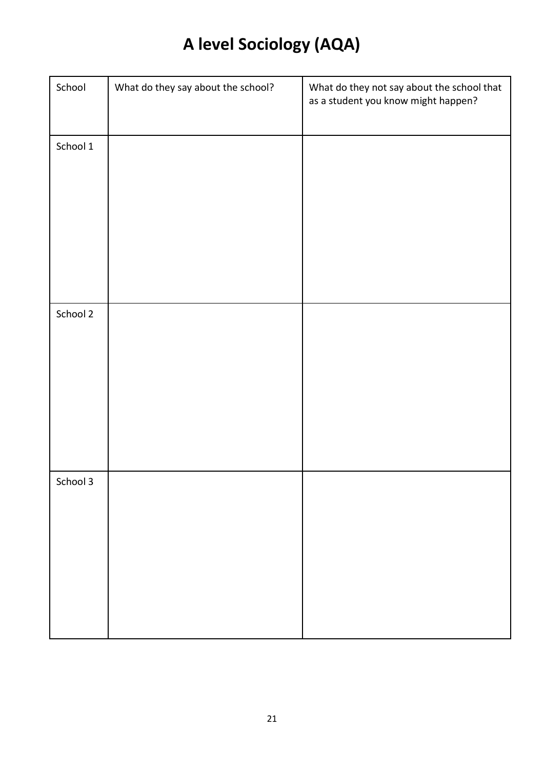# A level Sociology (AQA)

| School | What do they say about the school? | What do they not say about the school that as a student you know might happen? |
|---|---|---|
| School 1 | | |
| School 2 | | |
| School 3 | | |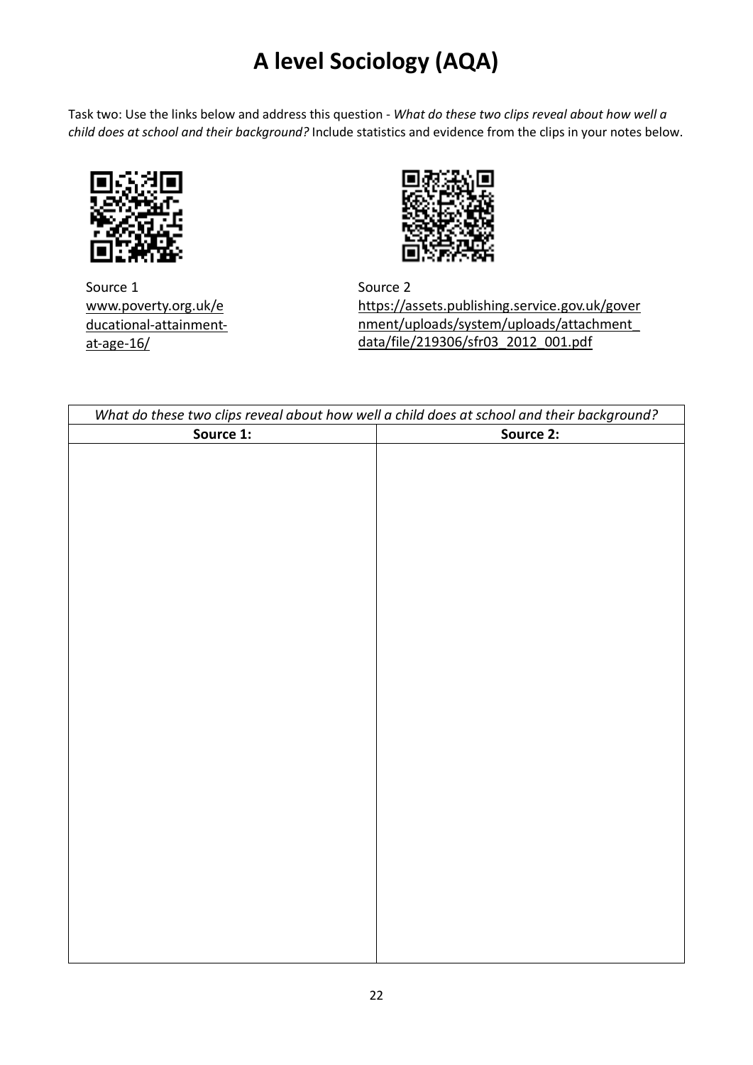# A level Sociology (AQA)

Task two: Use the links below and address this question - *What do these two clips reveal about how well a child does at school and their background?* Include statistics and evidence from the clips in your notes below.

Source 1
www.poverty.org.uk/educational-attainment-at-age-16/

Source 2
https://assets.publishing.service.gov.uk/government/uploads/system/uploads/attachment_data/file/219306/sfr03_2012_001.pdf

| *What do these two clips reveal about how well a child does at school and their background?* | |
|---|---|
| **Source 1:** | **Source 2:** |
| | |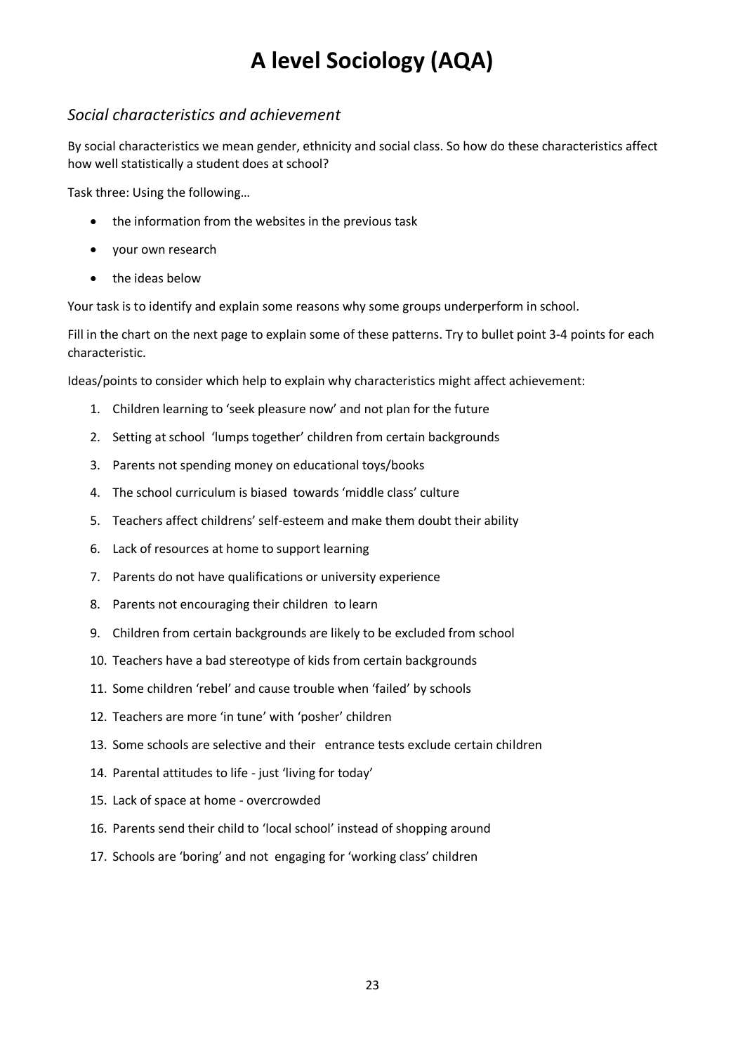# A level Sociology (AQA)

## *Social characteristics and achievement*

By social characteristics we mean gender, ethnicity and social class. So how do these characteristics affect how well statistically a student does at school?

Task three: Using the following…

- the information from the websites in the previous task
- your own research
- the ideas below

Your task is to identify and explain some reasons why some groups underperform in school.

Fill in the chart on the next page to explain some of these patterns. Try to bullet point 3-4 points for each characteristic.

Ideas/points to consider which help to explain why characteristics might affect achievement:

1. Children learning to 'seek pleasure now' and not plan for the future
2. Setting at school 'lumps together' children from certain backgrounds
3. Parents not spending money on educational toys/books
4. The school curriculum is biased towards 'middle class' culture
5. Teachers affect childrens' self-esteem and make them doubt their ability
6. Lack of resources at home to support learning
7. Parents do not have qualifications or university experience
8. Parents not encouraging their children to learn
9. Children from certain backgrounds are likely to be excluded from school
10. Teachers have a bad stereotype of kids from certain backgrounds
11. Some children 'rebel' and cause trouble when 'failed' by schools
12. Teachers are more 'in tune' with 'posher' children
13. Some schools are selective and their entrance tests exclude certain children
14. Parental attitudes to life - just 'living for today'
15. Lack of space at home - overcrowded
16. Parents send their child to 'local school' instead of shopping around
17. Schools are 'boring' and not engaging for 'working class' children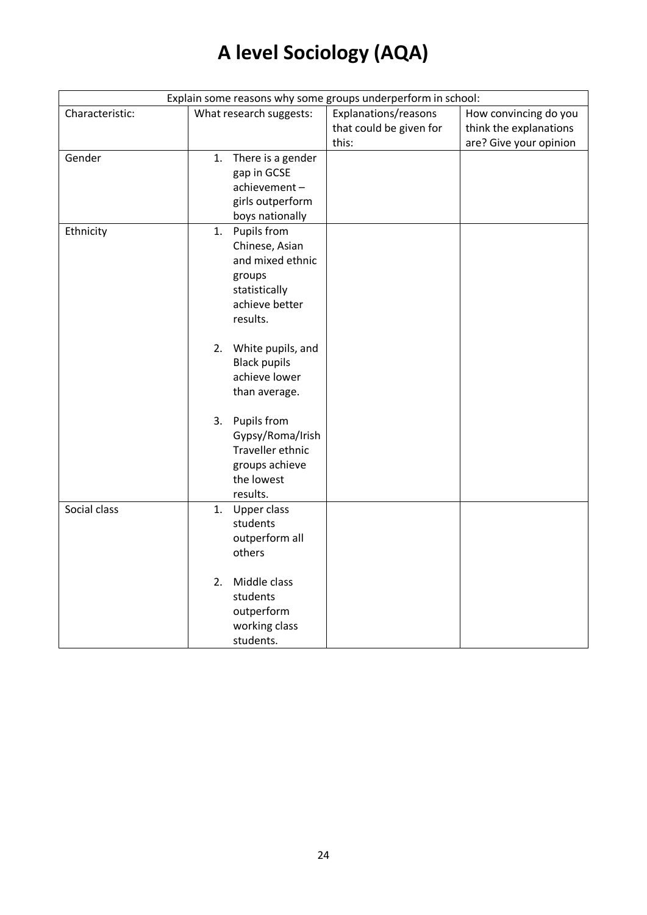# A level Sociology (AQA)

| Explain some reasons why some groups underperform in school: | | | |
|---|---|---|---|
| Characteristic: | What research suggests: | Explanations/reasons that could be given for this: | How convincing do you think the explanations are? Give your opinion |
| Gender | 1. There is a gender gap in GCSE achievement – girls outperform boys nationally | | |
| Ethnicity | 1. Pupils from Chinese, Asian and mixed ethnic groups statistically achieve better results.<br><br>2. White pupils, and Black pupils achieve lower than average.<br><br>3. Pupils from Gypsy/Roma/Irish Traveller ethnic groups achieve the lowest results. | | |
| Social class | 1. Upper class students outperform all others<br><br>2. Middle class students outperform working class students. | | |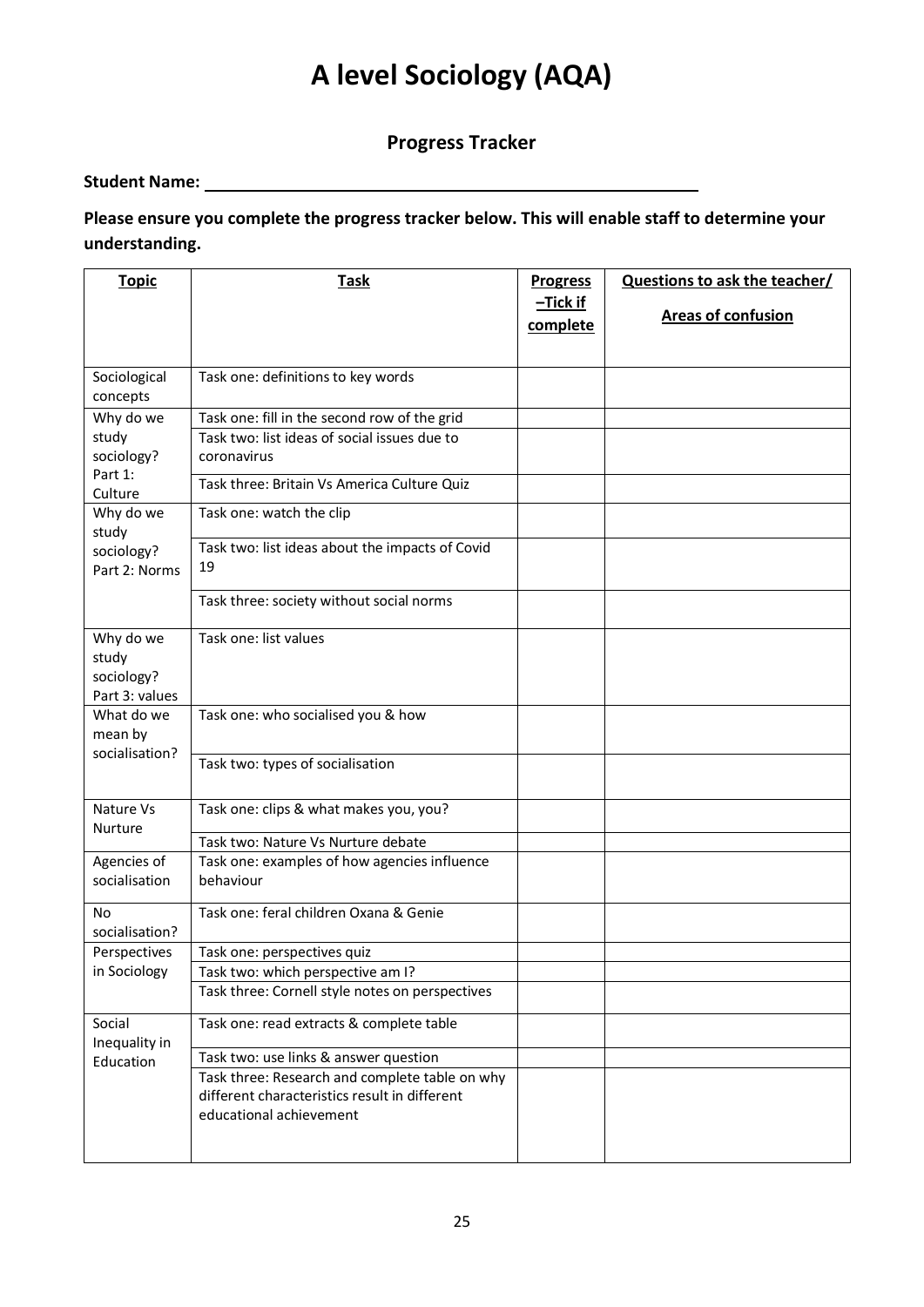# A level Sociology (AQA)

## Progress Tracker

**Student Name:** ____________________

**Please ensure you complete the progress tracker below. This will enable staff to determine your understanding.**

| Topic | Task | Progress –Tick if complete | Questions to ask the teacher/ Areas of confusion |
|---|---|---|---|
| Sociological concepts | Task one: definitions to key words | | |
| Why do we study sociology? Part 1: Culture | Task one: fill in the second row of the grid | | |
| | Task two: list ideas of social issues due to coronavirus | | |
| | Task three: Britain Vs America Culture Quiz | | |
| Why do we study sociology? Part 2: Norms | Task one: watch the clip | | |
| | Task two: list ideas about the impacts of Covid 19 | | |
| | Task three: society without social norms | | |
| Why do we study sociology? Part 3: values | Task one: list values | | |
| What do we mean by socialisation? | Task one: who socialised you & how | | |
| | Task two: types of socialisation | | |
| Nature Vs Nurture | Task one: clips & what makes you, you? | | |
| | Task two: Nature Vs Nurture debate | | |
| Agencies of socialisation | Task one: examples of how agencies influence behaviour | | |
| No socialisation? | Task one: feral children Oxana & Genie | | |
| Perspectives in Sociology | Task one: perspectives quiz | | |
| | Task two: which perspective am I? | | |
| | Task three: Cornell style notes on perspectives | | |
| Social Inequality in Education | Task one: read extracts & complete table | | |
| | Task two: use links & answer question | | |
| | Task three: Research and complete table on why different characteristics result in different educational achievement | | |